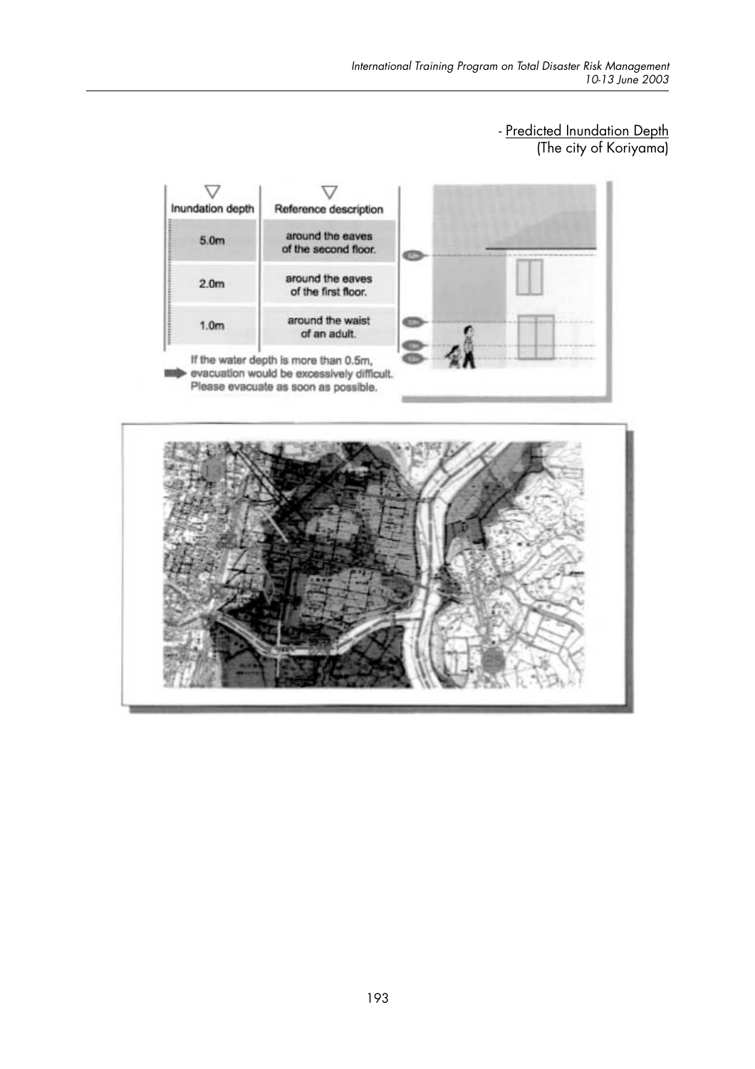- Predicted Inundation Depth
(The city of Koriyama)

| Inundation depth | Reference description |
| --- | --- |
| 5.0m | around the eaves of the second floor. |
| 2.0m | around the eaves of the first floor. |
| 1.0m | around the waist of an adult. |

If the water depth is more than 0.5m, evacuation would be excessively difficult. Please evacuate as soon as possible.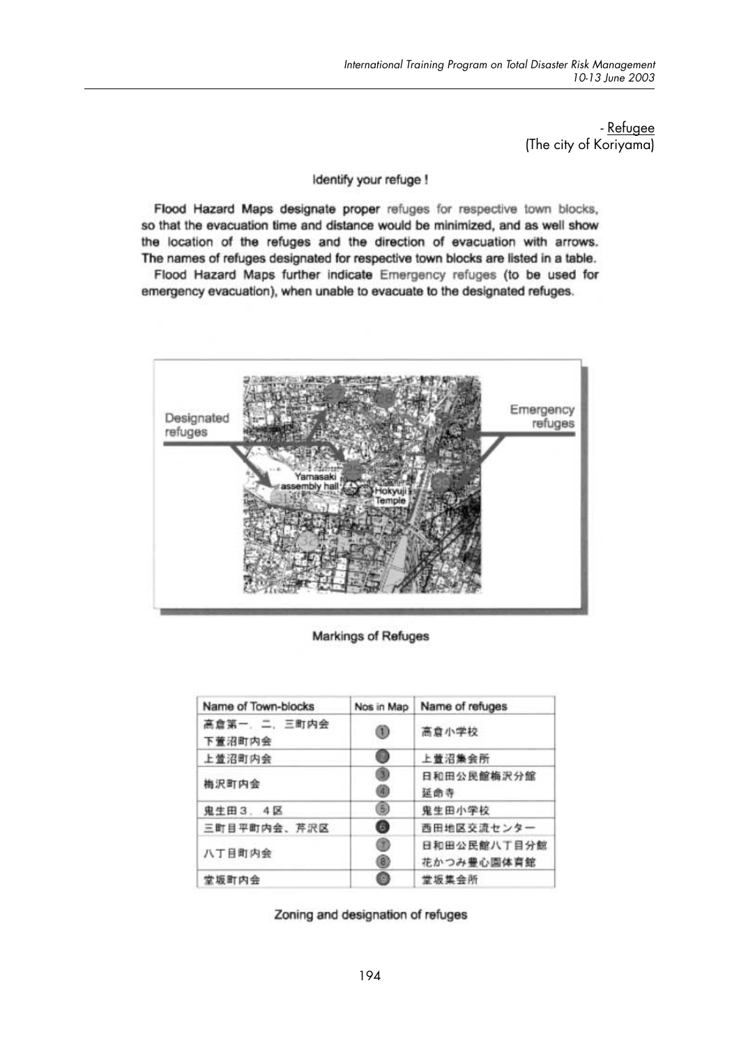- Refugee
(The city of Koriyama)

Identify your refuge !

**Flood Hazard Maps designate proper** refuges for respective town blocks, so that the evacuation time and distance would be minimized, and as well show the location of the refuges and the direction of evacuation with arrows. The names of refuges designated for respective town blocks are listed in a table.

Flood Hazard Maps further indicate Emergency refuges (to be used for emergency evacuation), when unable to evacuate to the designated refuges.

Markings of Refuges

| Name of Town-blocks | Nos in Map | Name of refuges |
| --- | --- | --- |
| 高倉第一、二、三町内会<br>下萱沼町内会 | ① | 高倉小学校 |
| 上萱沼町内会 | ② | 上萱沼集会所 |
| 梅沢町内会 | ③<br>④ | 日和田公民館梅沢分館<br>延命寺 |
| 鬼生田3、4区 | ⑤ | 鬼生田小学校 |
| 三町目平町内会、芹沢区 | ⑥ | 西田地区交流センター |
| 八丁目町内会 | ⑦<br>⑧ | 日和田公民館八丁目分館<br>花かつみ豊心園体育館 |
| 堂坂町内会 | ⑨ | 堂坂集会所 |

Zoning and designation of refuges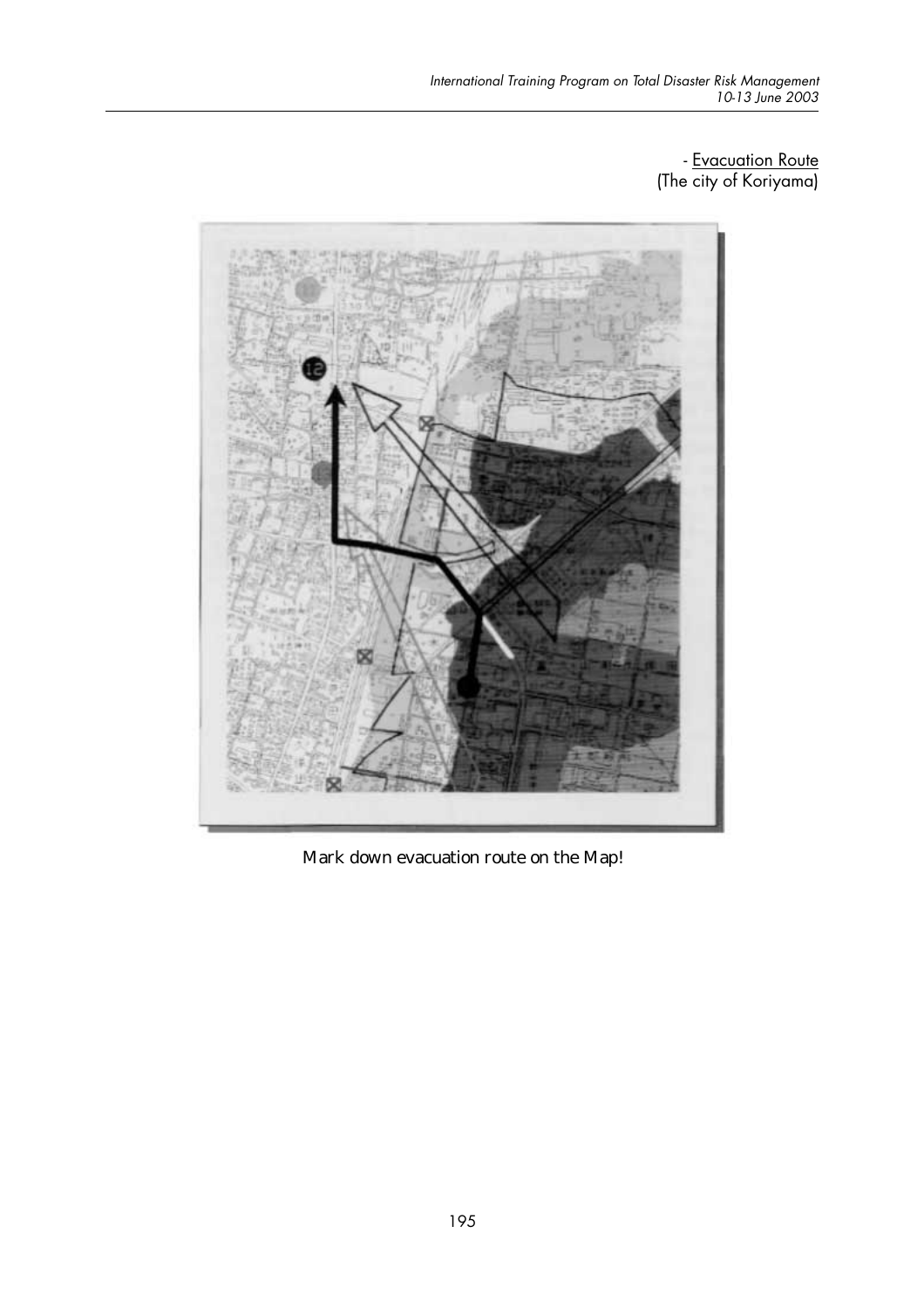- Evacuation Route
(The city of Koriyama)

Mark down evacuation route on the Map!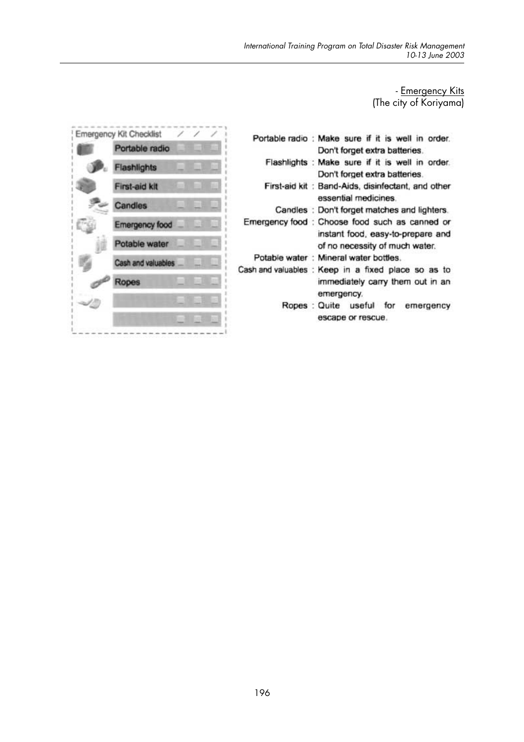- Emergency Kits
(The city of Koriyama)

| Emergency Kit Checklist | / | / | / |
|---|---|---|---|
| Portable radio | | | |
| Flashlights | | | |
| First-aid kit | | | |
| Candles | | | |
| Emergency food | | | |
| Potable water | | | |
| Cash and valuables | | | |
| Ropes | | | |
| | | | |
| | | | |

Portable radio : Make sure if it is well in order. Don't forget extra batteries.

Flashlights : Make sure if it is well in order. Don't forget extra batteries.

First-aid kit : Band-Aids, disinfectant, and other essential medicines.

Candles : Don't forget matches and lighters.

Emergency food : Choose food such as canned or instant food, easy-to-prepare and of no necessity of much water.

Potable water : Mineral water bottles.

Cash and valuables : Keep in a fixed place so as to immediately carry them out in an emergency.

Ropes : Quite useful for emergency escape or rescue.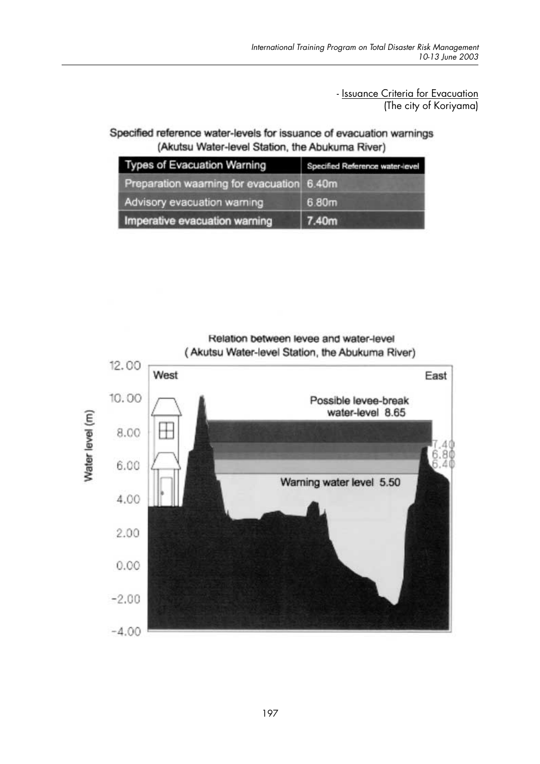- Issuance Criteria for Evacuation
(The city of Koriyama)

Specified reference water-levels for issuance of evacuation warnings
(Akutsu Water-level Station, the Abukuma River)

| Types of Evacuation Warning | Specified Reference water-level |
|---|---|
| Preparation waarning for evacuation | 6.40m |
| Advisory evacuation warning | 6.80m |
| Imperative evacuation warning | 7.40m |

Relation between levee and water-level
(Akutsu Water-level Station, the Abukuma River)

Water level (m): 12.00, 10.00, 8.00, 6.00, 4.00, 2.00, 0.00, -2.00, -4.00

West — East

Possible levee-break water-level 8.65

7.40
6.80
6.40

Warning water level 5.50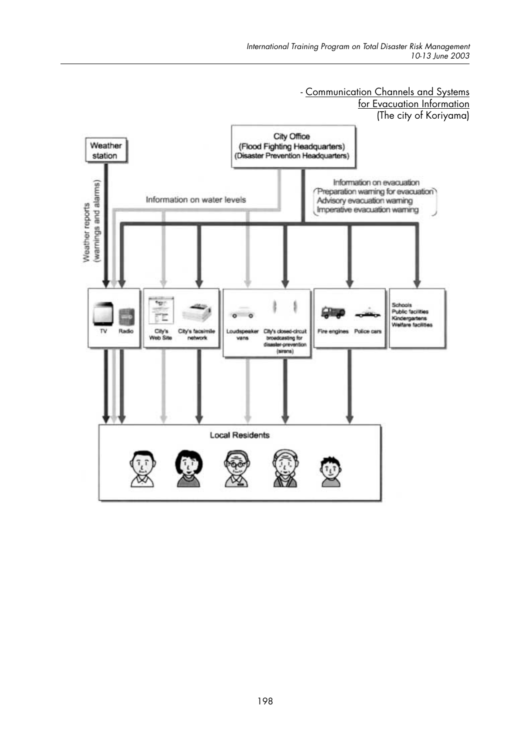- Communication Channels and Systems for Evacuation Information (The city of Koriyama)

Weather station

City Office
(Flood Fighting Headquarters)
(Disaster Prevention Headquarters)

Weather reports (warnings and alarms)

Information on water levels

Information on evacuation
(Preparation warning for evacuation
Advisory evacuation warning
Imperative evacuation warning)

TV | Radio

City's Web Site | City's facsimile network

Loudspeaker vans | City's closed-circuit broadcasting for disaster-prevention (sirens)

Fire engines | Police cars

Schools
Public facilities
Kindergartens
Welfare facilities

Local Residents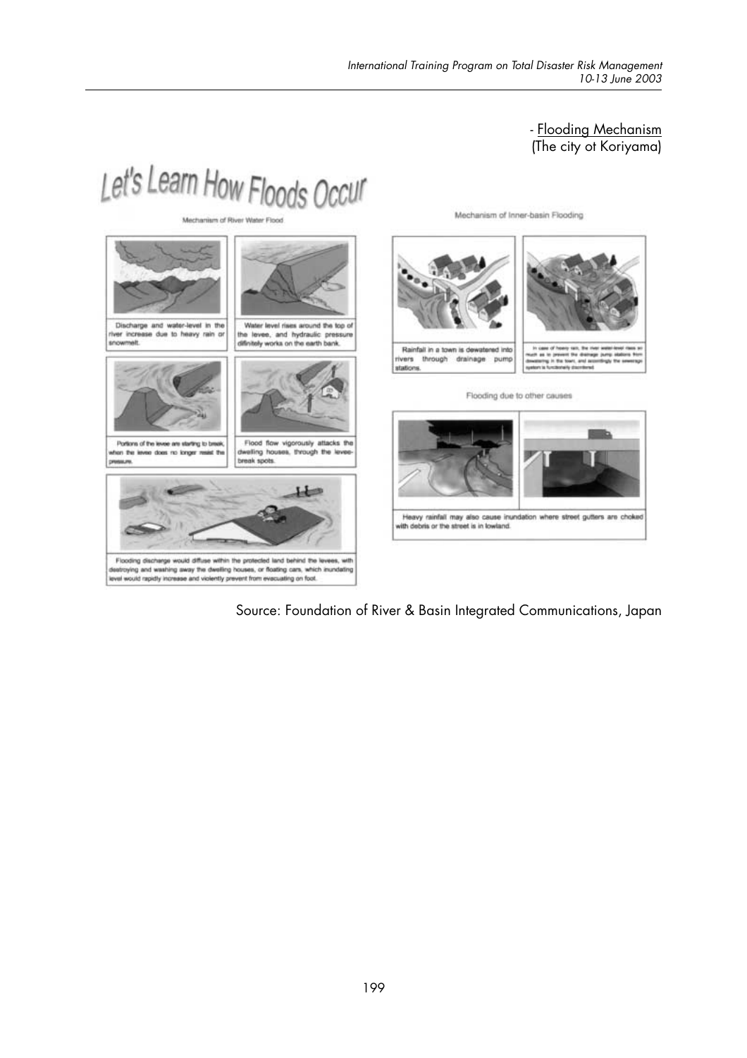- Flooding Mechanism
(The city ot Koriyama)

# Let's Learn How Floods Occur

Mechanism of River Water Flood

Discharge and water-level in the river increase due to heavy rain or snowmelt.

Water level rises around the top of the levee, and hydraulic pressure difinitely works on the earth bank.

Portions of the levee are starting to break, when the levee does no longer resist the pressure.

Flood flow vigorously attacks the dwelling houses, through the levee-break spots.

Flooding discharge would diffuse within the protected land behind the levees, with destroying and washing away the dwelling houses, or floating cars, which inundating level would rapidly increase and violently prevent from evacuating on foot.

Mechanism of Inner-basin Flooding

Rainfall in a town is dewatered into rivers through drainage pump stations.

In case of heavy rain, the river water-level rises so much as to prevent the drainage pump stations from dewatering in the town, and accordingly the sewerage system is functionally disordered.

Flooding due to other causes

Heavy rainfall may also cause inundation where street gutters are choked with debris or the street is in lowland.

Source: Foundation of River & Basin Integrated Communications, Japan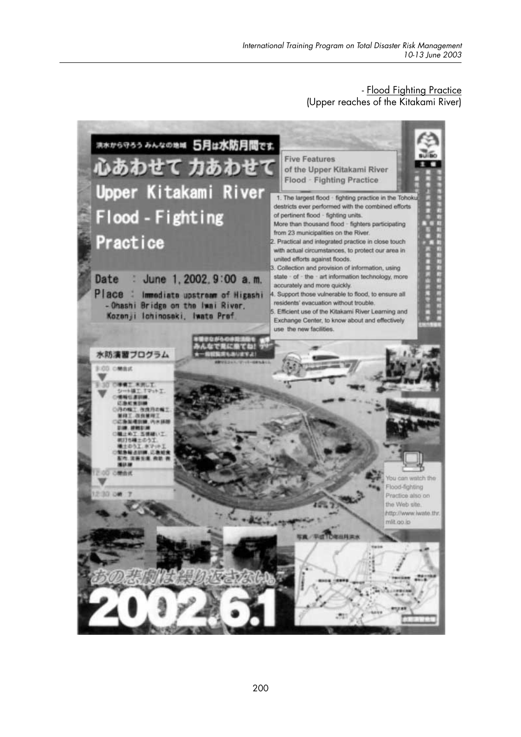- Flood Fighting Practice
(Upper reaches of the Kitakami River)

洪水から守ろう みんなの地域 5月は水防月間です。

心あわせて 力あわせて

Upper Kitakami River Flood - Fighting Practice

Date : June 1, 2002, 9:00 a.m.

Place : Immediate upstream of Higashi - Ohashi Bridge on the Iwai River, Kozenji Ichinoseki, Iwate Pref.

Five Features of the Upper Kitakami River Flood - Fighting Practice

1. The largest flood - fighting practice in the Tohoku destricts ever performed with the combined efforts of pertinent flood - fighting units. More than thousand flood - fighters participating from 23 municipalities on the River.
2. Practical and integrated practice in close touch with actual circumstances, to protect our area in united efforts against floods.
3. Collection and provision of information, using state - of - the - art information technology, more accurately and more quickly.
4. Support those vulnerable to flood, to ensure all residents' evacuation without trouble.
5. Efficient use of the Kitakami River Learning and Exchange Center, to know about and effectively use the new facilities.

水防演習プログラム

You can watch the Flood-fighting Practice also on the Web site. http://www.iwate.thr.mlit.go.jp

あの悲劇は繰り返さない。

2002.6.1